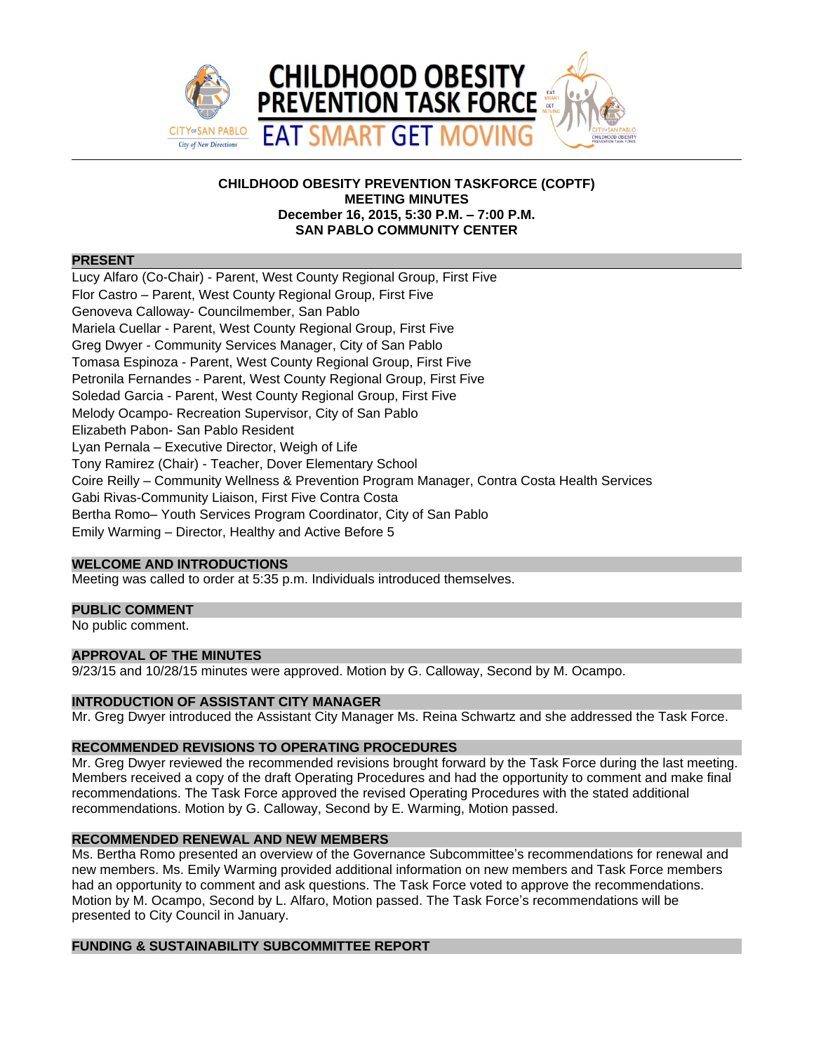# CHILDHOOD OBESITY PREVENTION TASK FORCE

EAT SMART GET MOVING

**CHILDHOOD OBESITY PREVENTION TASKFORCE (COPTF)**
**MEETING MINUTES**
**December 16, 2015, 5:30 P.M. – 7:00 P.M.**
**SAN PABLO COMMUNITY CENTER**

## PRESENT

Lucy Alfaro (Co-Chair) - Parent, West County Regional Group, First Five
Flor Castro – Parent, West County Regional Group, First Five
Genoveva Calloway- Councilmember, San Pablo
Mariela Cuellar - Parent, West County Regional Group, First Five
Greg Dwyer - Community Services Manager, City of San Pablo
Tomasa Espinoza - Parent, West County Regional Group, First Five
Petronila Fernandes - Parent, West County Regional Group, First Five
Soledad Garcia - Parent, West County Regional Group, First Five
Melody Ocampo- Recreation Supervisor, City of San Pablo
Elizabeth Pabon- San Pablo Resident
Lyan Pernala – Executive Director, Weigh of Life
Tony Ramirez (Chair) - Teacher, Dover Elementary School
Coire Reilly – Community Wellness & Prevention Program Manager, Contra Costa Health Services
Gabi Rivas-Community Liaison, First Five Contra Costa
Bertha Romo– Youth Services Program Coordinator, City of San Pablo
Emily Warming – Director, Healthy and Active Before 5

## WELCOME AND INTRODUCTIONS

Meeting was called to order at 5:35 p.m. Individuals introduced themselves.

## PUBLIC COMMENT

No public comment.

## APPROVAL OF THE MINUTES

9/23/15 and 10/28/15 minutes were approved. Motion by G. Calloway, Second by M. Ocampo.

## INTRODUCTION OF ASSISTANT CITY MANAGER

Mr. Greg Dwyer introduced the Assistant City Manager Ms. Reina Schwartz and she addressed the Task Force.

## RECOMMENDED REVISIONS TO OPERATING PROCEDURES

Mr. Greg Dwyer reviewed the recommended revisions brought forward by the Task Force during the last meeting. Members received a copy of the draft Operating Procedures and had the opportunity to comment and make final recommendations. The Task Force approved the revised Operating Procedures with the stated additional recommendations. Motion by G. Calloway, Second by E. Warming, Motion passed.

## RECOMMENDED RENEWAL AND NEW MEMBERS

Ms. Bertha Romo presented an overview of the Governance Subcommittee's recommendations for renewal and new members. Ms. Emily Warming provided additional information on new members and Task Force members had an opportunity to comment and ask questions. The Task Force voted to approve the recommendations. Motion by M. Ocampo, Second by L. Alfaro, Motion passed. The Task Force's recommendations will be presented to City Council in January.

## FUNDING & SUSTAINABILITY SUBCOMMITTEE REPORT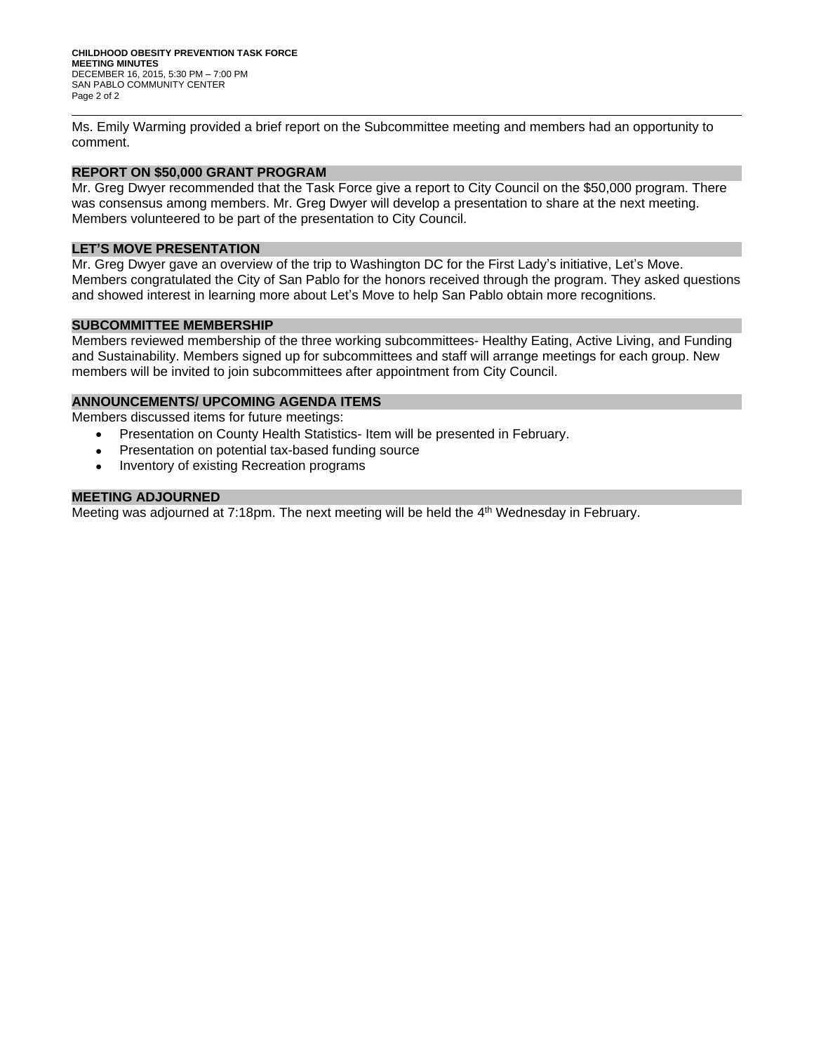Ms. Emily Warming provided a brief report on the Subcommittee meeting and members had an opportunity to comment.

## REPORT ON $50,000 GRANT PROGRAM

Mr. Greg Dwyer recommended that the Task Force give a report to City Council on the $50,000 program. There was consensus among members. Mr. Greg Dwyer will develop a presentation to share at the next meeting. Members volunteered to be part of the presentation to City Council.

## LET'S MOVE PRESENTATION

Mr. Greg Dwyer gave an overview of the trip to Washington DC for the First Lady's initiative, Let's Move. Members congratulated the City of San Pablo for the honors received through the program. They asked questions and showed interest in learning more about Let's Move to help San Pablo obtain more recognitions.

## SUBCOMMITTEE MEMBERSHIP

Members reviewed membership of the three working subcommittees- Healthy Eating, Active Living, and Funding and Sustainability. Members signed up for subcommittees and staff will arrange meetings for each group. New members will be invited to join subcommittees after appointment from City Council.

## ANNOUNCEMENTS/ UPCOMING AGENDA ITEMS

Members discussed items for future meetings:

- Presentation on County Health Statistics- Item will be presented in February.
- Presentation on potential tax-based funding source
- Inventory of existing Recreation programs

## MEETING ADJOURNED

Meeting was adjourned at 7:18pm. The next meeting will be held the 4th Wednesday in February.